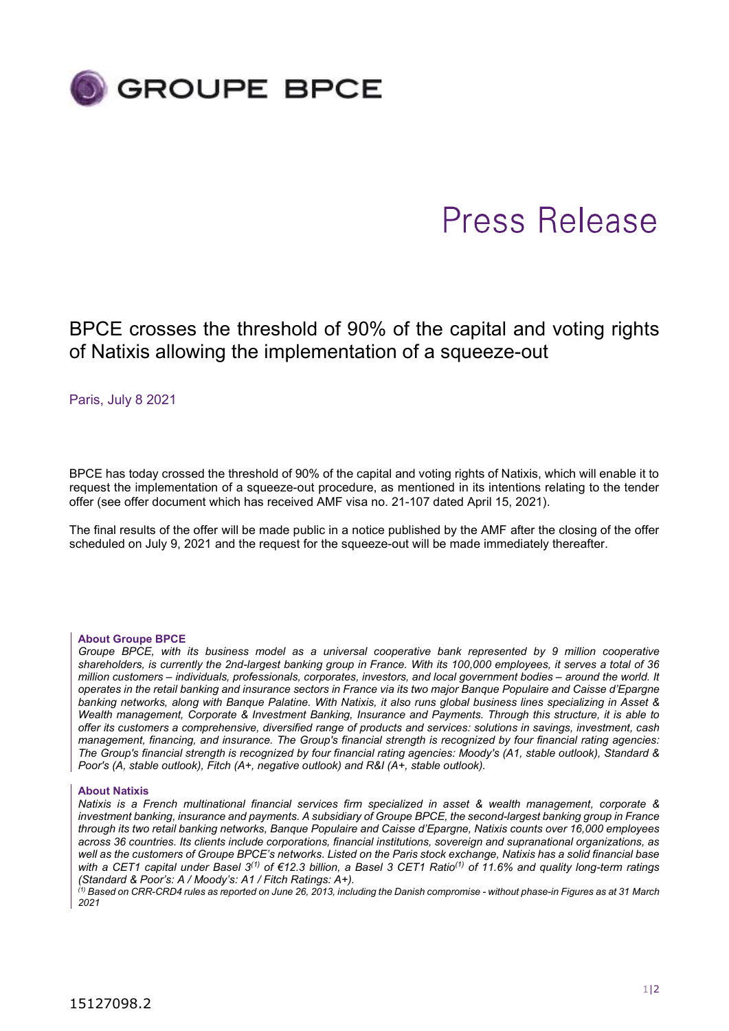GROUPE BPCE

# Press Release

## BPCE crosses the threshold of 90% of the capital and voting rights of Natixis allowing the implementation of a squeeze-out

Paris, July 8 2021

BPCE has today crossed the threshold of 90% of the capital and voting rights of Natixis, which will enable it to request the implementation of a squeeze-out procedure, as mentioned in its intentions relating to the tender offer (see offer document which has received AMF visa no. 21-107 dated April 15, 2021).

The final results of the offer will be made public in a notice published by the AMF after the closing of the offer scheduled on July 9, 2021 and the request for the squeeze-out will be made immediately thereafter.

**About Groupe BPCE**

*Groupe BPCE, with its business model as a universal cooperative bank represented by 9 million cooperative shareholders, is currently the 2nd-largest banking group in France. With its 100,000 employees, it serves a total of 36 million customers – individuals, professionals, corporates, investors, and local government bodies – around the world. It operates in the retail banking and insurance sectors in France via its two major Banque Populaire and Caisse d'Epargne banking networks, along with Banque Palatine. With Natixis, it also runs global business lines specializing in Asset & Wealth management, Corporate & Investment Banking, Insurance and Payments. Through this structure, it is able to offer its customers a comprehensive, diversified range of products and services: solutions in savings, investment, cash management, financing, and insurance. The Group's financial strength is recognized by four financial rating agencies: The Group's financial strength is recognized by four financial rating agencies: Moody's (A1, stable outlook), Standard & Poor's (A, stable outlook), Fitch (A+, negative outlook) and R&I (A+, stable outlook).*

**About Natixis**

*Natixis is a French multinational financial services firm specialized in asset & wealth management, corporate & investment banking, insurance and payments. A subsidiary of Groupe BPCE, the second-largest banking group in France through its two retail banking networks, Banque Populaire and Caisse d'Epargne, Natixis counts over 16,000 employees across 36 countries. Its clients include corporations, financial institutions, sovereign and supranational organizations, as well as the customers of Groupe BPCE's networks. Listed on the Paris stock exchange, Natixis has a solid financial base with a CET1 capital under Basel 3[(1)] of €12.3 billion, a Basel 3 CET1 Ratio[(1)] of 11.6% and quality long-term ratings (Standard & Poor's: A / Moody's: A1 / Fitch Ratings: A+).*

*[(1)] Based on CRR-CRD4 rules as reported on June 26, 2013, including the Danish compromise - without phase-in Figures as at 31 March 2021*

15127098.2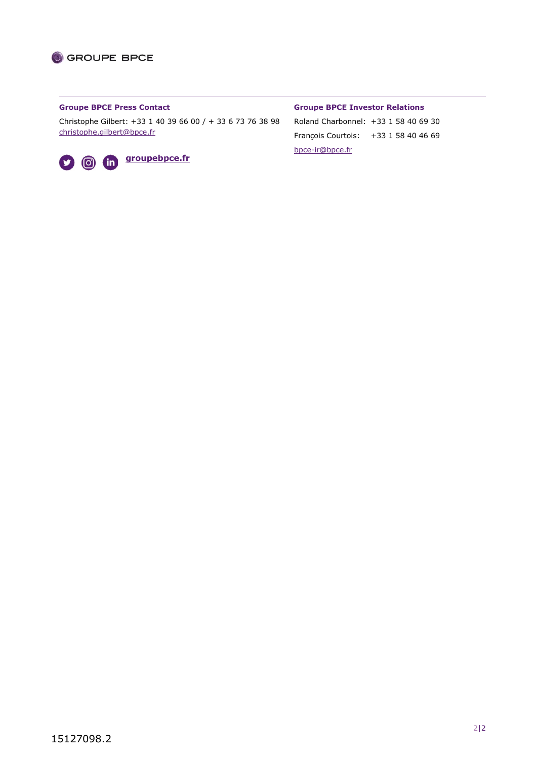**Groupe BPCE Press Contact**

Christophe Gilbert: +33 1 40 39 66 00 / + 33 6 73 76 38 98
christophe.gilbert@bpce.fr

**groupebpce.fr**

**Groupe BPCE Investor Relations**

Roland Charbonnel: +33 1 58 40 69 30

François Courtois: +33 1 58 40 46 69

bpce-ir@bpce.fr

15127098.2